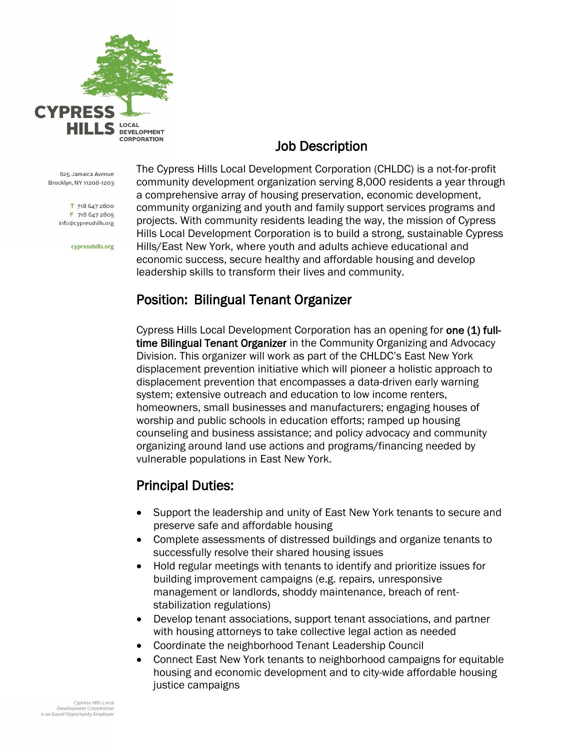CYPRESS HILLS LOCAL DEVELOPMENT CORPORATION

625 Jamaica Avenue
Brooklyn, NY 11208-1203

T 718 647 2800
F 718 647 2805
info@cypresshills.org

cypresshills.org

# Job Description

The Cypress Hills Local Development Corporation (CHLDC) is a not-for-profit community development organization serving 8,000 residents a year through a comprehensive array of housing preservation, economic development, community organizing and youth and family support services programs and projects. With community residents leading the way, the mission of Cypress Hills Local Development Corporation is to build a strong, sustainable Cypress Hills/East New York, where youth and adults achieve educational and economic success, secure healthy and affordable housing and develop leadership skills to transform their lives and community.

## Position: Bilingual Tenant Organizer

Cypress Hills Local Development Corporation has an opening for **one (1) full-time Bilingual Tenant Organizer** in the Community Organizing and Advocacy Division. This organizer will work as part of the CHLDC's East New York displacement prevention initiative which will pioneer a holistic approach to displacement prevention that encompasses a data-driven early warning system; extensive outreach and education to low income renters, homeowners, small businesses and manufacturers; engaging houses of worship and public schools in education efforts; ramped up housing counseling and business assistance; and policy advocacy and community organizing around land use actions and programs/financing needed by vulnerable populations in East New York.

## Principal Duties:

- Support the leadership and unity of East New York tenants to secure and preserve safe and affordable housing
- Complete assessments of distressed buildings and organize tenants to successfully resolve their shared housing issues
- Hold regular meetings with tenants to identify and prioritize issues for building improvement campaigns (e.g. repairs, unresponsive management or landlords, shoddy maintenance, breach of rent-stabilization regulations)
- Develop tenant associations, support tenant associations, and partner with housing attorneys to take collective legal action as needed
- Coordinate the neighborhood Tenant Leadership Council
- Connect East New York tenants to neighborhood campaigns for equitable housing and economic development and to city-wide affordable housing justice campaigns

*Cypress Hills Local Development Corporation is an Equal Opportunity Employer*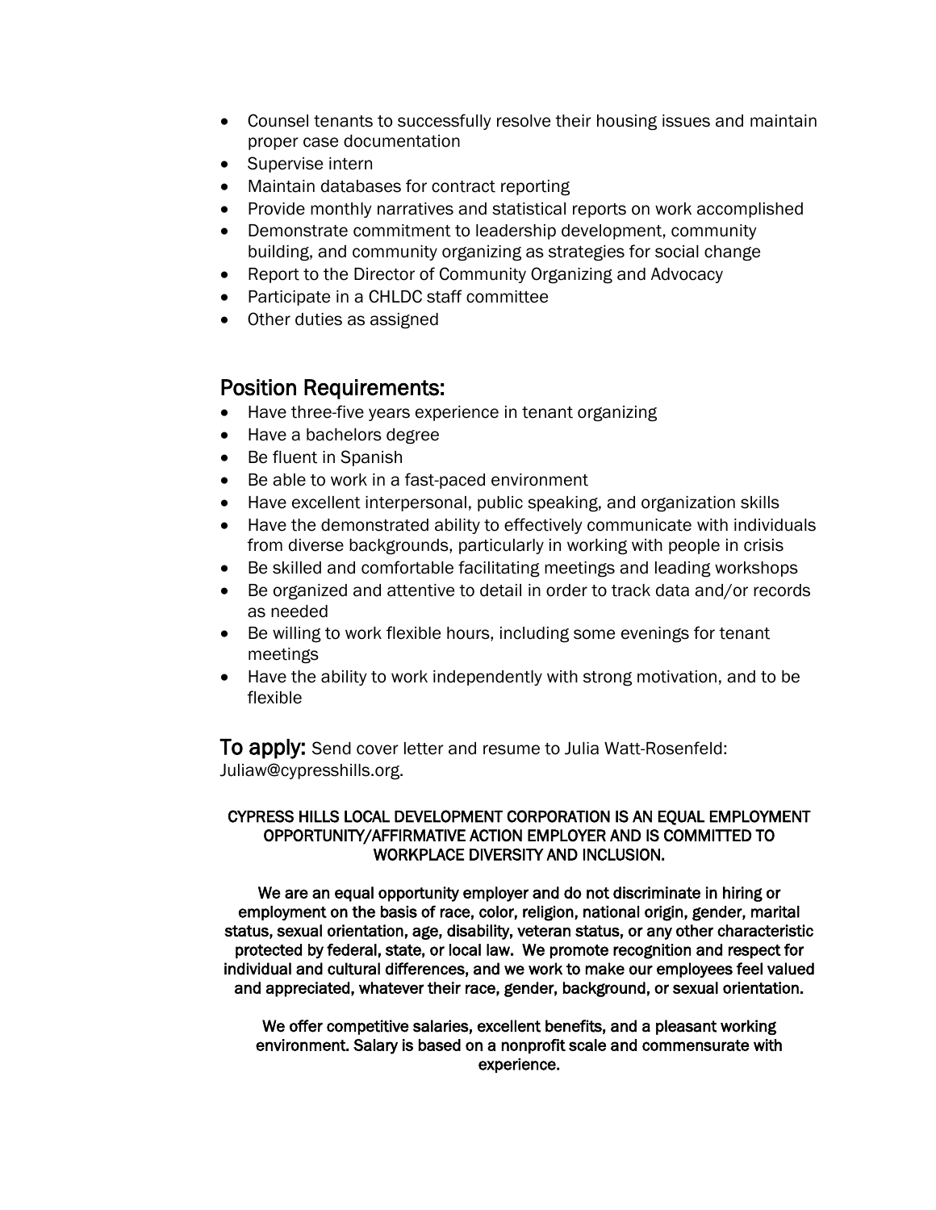- Counsel tenants to successfully resolve their housing issues and maintain proper case documentation
- Supervise intern
- Maintain databases for contract reporting
- Provide monthly narratives and statistical reports on work accomplished
- Demonstrate commitment to leadership development, community building, and community organizing as strategies for social change
- Report to the Director of Community Organizing and Advocacy
- Participate in a CHLDC staff committee
- Other duties as assigned

## Position Requirements:

- Have three-five years experience in tenant organizing
- Have a bachelors degree
- Be fluent in Spanish
- Be able to work in a fast-paced environment
- Have excellent interpersonal, public speaking, and organization skills
- Have the demonstrated ability to effectively communicate with individuals from diverse backgrounds, particularly in working with people in crisis
- Be skilled and comfortable facilitating meetings and leading workshops
- Be organized and attentive to detail in order to track data and/or records as needed
- Be willing to work flexible hours, including some evenings for tenant meetings
- Have the ability to work independently with strong motivation, and to be flexible

**To apply:** Send cover letter and resume to Julia Watt-Rosenfeld: Juliaw@cypresshills.org.

**CYPRESS HILLS LOCAL DEVELOPMENT CORPORATION IS AN EQUAL EMPLOYMENT OPPORTUNITY/AFFIRMATIVE ACTION EMPLOYER AND IS COMMITTED TO WORKPLACE DIVERSITY AND INCLUSION.**

**We are an equal opportunity employer and do not discriminate in hiring or employment on the basis of race, color, religion, national origin, gender, marital status, sexual orientation, age, disability, veteran status, or any other characteristic protected by federal, state, or local law. We promote recognition and respect for individual and cultural differences, and we work to make our employees feel valued and appreciated, whatever their race, gender, background, or sexual orientation.**

**We offer competitive salaries, excellent benefits, and a pleasant working environment. Salary is based on a nonprofit scale and commensurate with experience.**